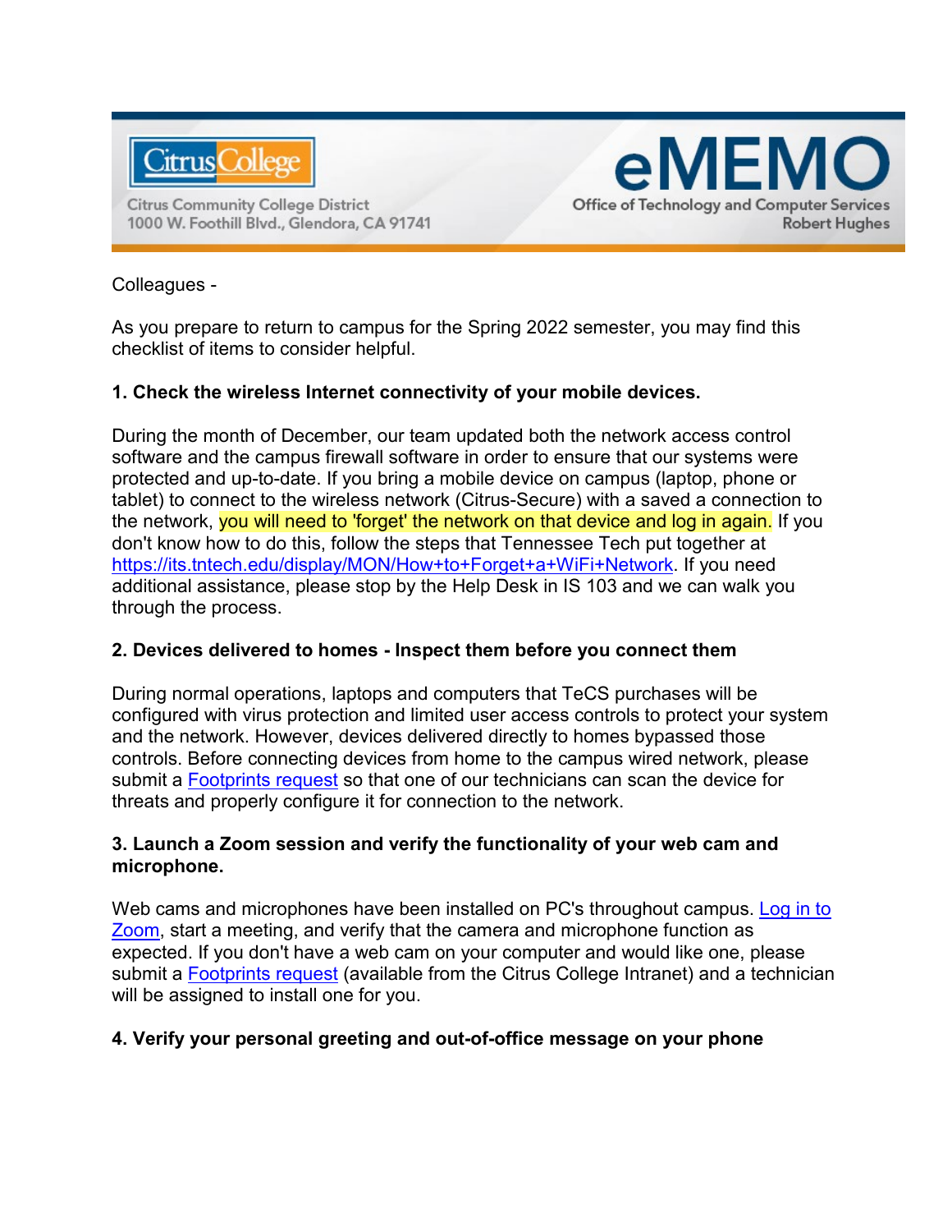Citrus College

Citrus Community College District
1000 W. Foothill Blvd., Glendora, CA 91741

# eMEMO

Office of Technology and Computer Services
Robert Hughes

Colleagues -

As you prepare to return to campus for the Spring 2022 semester, you may find this checklist of items to consider helpful.

**1. Check the wireless Internet connectivity of your mobile devices.**

During the month of December, our team updated both the network access control software and the campus firewall software in order to ensure that our systems were protected and up-to-date. If you bring a mobile device on campus (laptop, phone or tablet) to connect to the wireless network (Citrus-Secure) with a saved a connection to the network, you will need to 'forget' the network on that device and log in again. If you don't know how to do this, follow the steps that Tennessee Tech put together at [https://its.tntech.edu/display/MON/How+to+Forget+a+WiFi+Network](https://its.tntech.edu/display/MON/How+to+Forget+a+WiFi+Network). If you need additional assistance, please stop by the Help Desk in IS 103 and we can walk you through the process.

**2. Devices delivered to homes - Inspect them before you connect them**

During normal operations, laptops and computers that TeCS purchases will be configured with virus protection and limited user access controls to protect your system and the network. However, devices delivered directly to homes bypassed those controls. Before connecting devices from home to the campus wired network, please submit a Footprints request so that one of our technicians can scan the device for threats and properly configure it for connection to the network.

**3. Launch a Zoom session and verify the functionality of your web cam and microphone.**

Web cams and microphones have been installed on PC's throughout campus. Log in to Zoom, start a meeting, and verify that the camera and microphone function as expected. If you don't have a web cam on your computer and would like one, please submit a Footprints request (available from the Citrus College Intranet) and a technician will be assigned to install one for you.

**4. Verify your personal greeting and out-of-office message on your phone**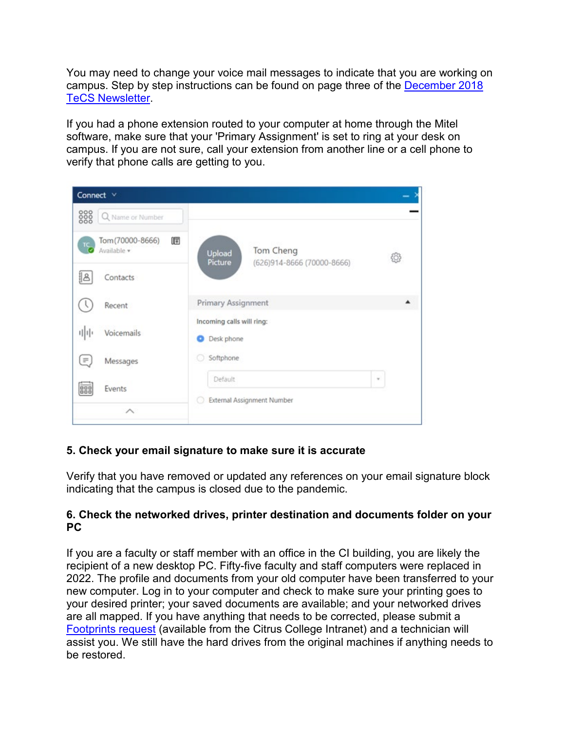You may need to change your voice mail messages to indicate that you are working on campus. Step by step instructions can be found on page three of the December 2018 TeCS Newsletter.

If you had a phone extension routed to your computer at home through the Mitel software, make sure that your 'Primary Assignment' is set to ring at your desk on campus. If you are not sure, call your extension from another line or a cell phone to verify that phone calls are getting to you.

**5. Check your email signature to make sure it is accurate**

Verify that you have removed or updated any references on your email signature block indicating that the campus is closed due to the pandemic.

**6. Check the networked drives, printer destination and documents folder on your PC**

If you are a faculty or staff member with an office in the CI building, you are likely the recipient of a new desktop PC. Fifty-five faculty and staff computers were replaced in 2022. The profile and documents from your old computer have been transferred to your new computer. Log in to your computer and check to make sure your printing goes to your desired printer; your saved documents are available; and your networked drives are all mapped. If you have anything that needs to be corrected, please submit a Footprints request (available from the Citrus College Intranet) and a technician will assist you. We still have the hard drives from the original machines if anything needs to be restored.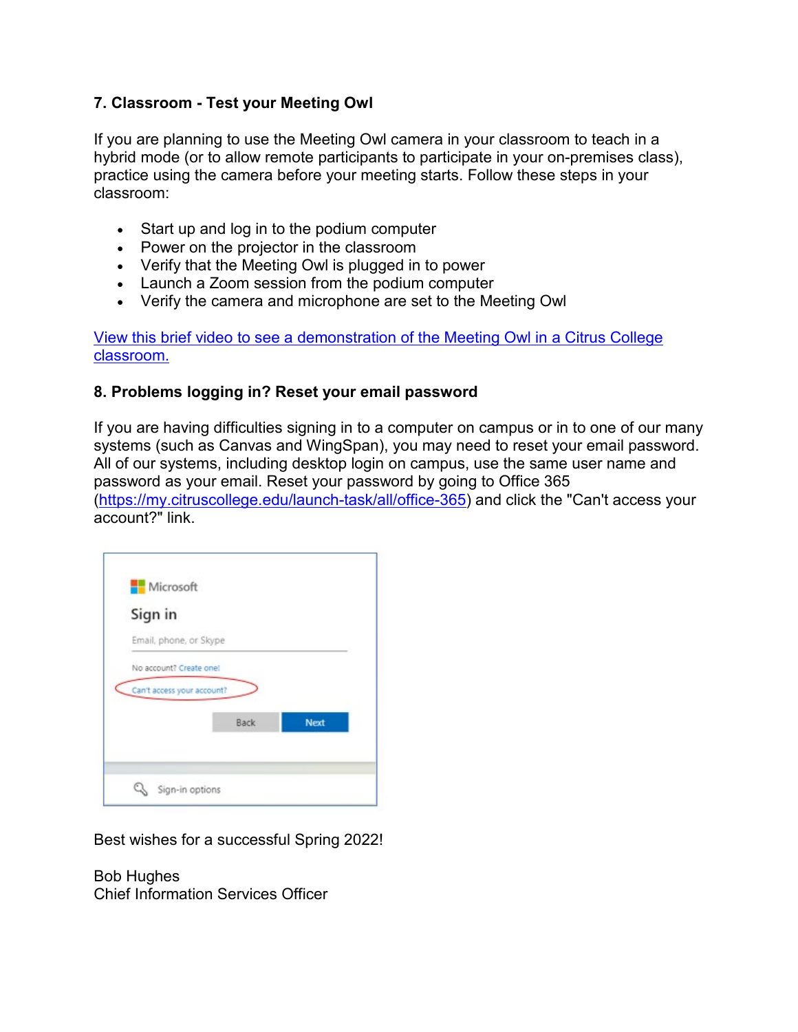### 7. Classroom - Test your Meeting Owl

If you are planning to use the Meeting Owl camera in your classroom to teach in a hybrid mode (or to allow remote participants to participate in your on-premises class), practice using the camera before your meeting starts. Follow these steps in your classroom:

- Start up and log in to the podium computer
- Power on the projector in the classroom
- Verify that the Meeting Owl is plugged in to power
- Launch a Zoom session from the podium computer
- Verify the camera and microphone are set to the Meeting Owl

View this brief video to see a demonstration of the Meeting Owl in a Citrus College classroom.

### 8. Problems logging in? Reset your email password

If you are having difficulties signing in to a computer on campus or in to one of our many systems (such as Canvas and WingSpan), you may need to reset your email password. All of our systems, including desktop login on campus, use the same user name and password as your email. Reset your password by going to Office 365 (https://my.citruscollege.edu/launch-task/all/office-365) and click the "Can't access your account?" link.

Microsoft

Sign in

Email, phone, or Skype

No account? Create one!

Can't access your account?

Back Next

Sign-in options

Best wishes for a successful Spring 2022!

Bob Hughes
Chief Information Services Officer